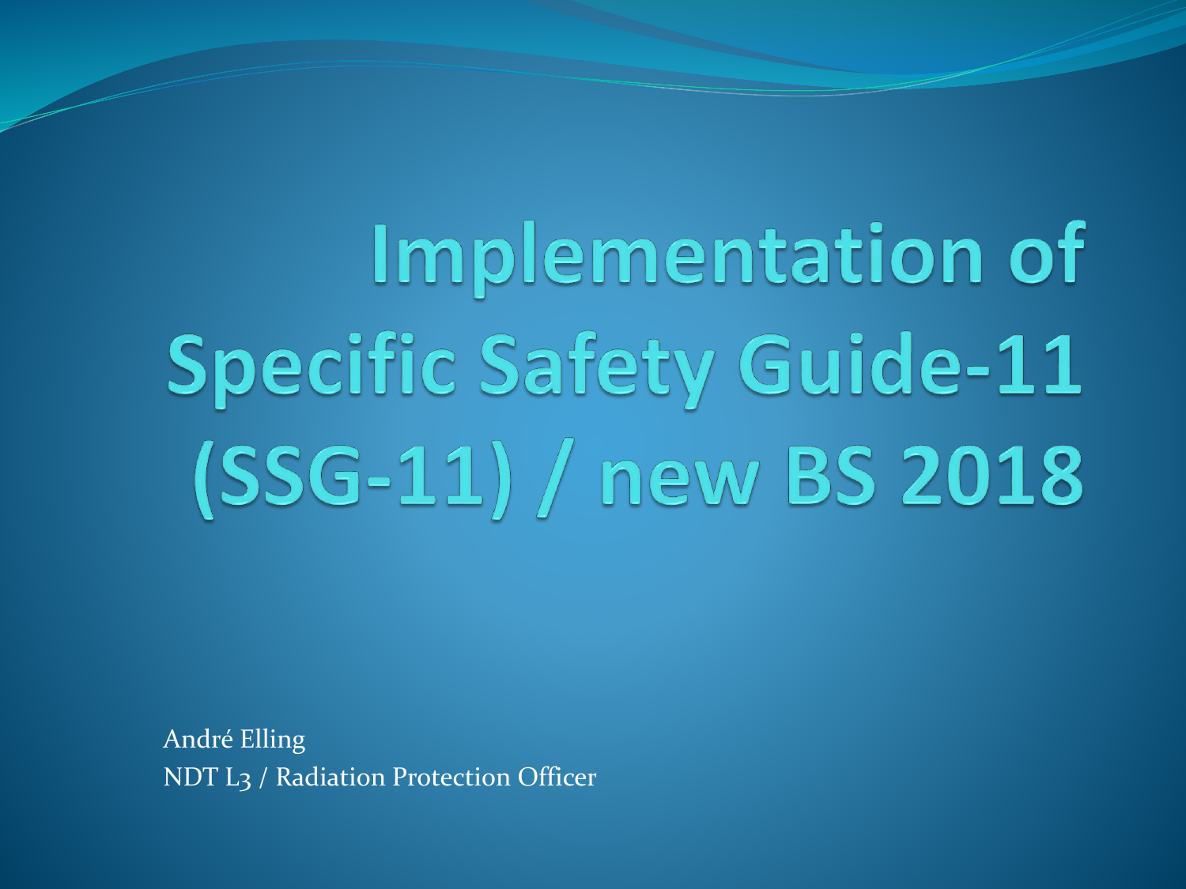# Implementation of Specific Safety Guide-11 (SSG-11) / new BS 2018

André Elling
NDT L3 / Radiation Protection Officer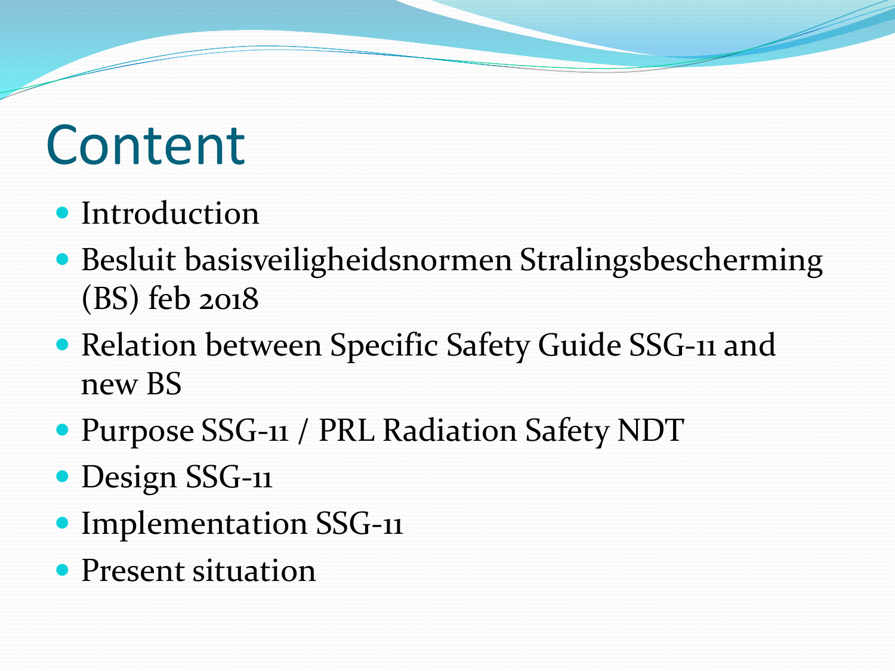# Content

- Introduction
- Besluit basisveiligheidsnormen Stralingsbescherming (BS) feb 2018
- Relation between Specific Safety Guide SSG-11 and new BS
- Purpose SSG-11 / PRL Radiation Safety NDT
- Design SSG-11
- Implementation SSG-11
- Present situation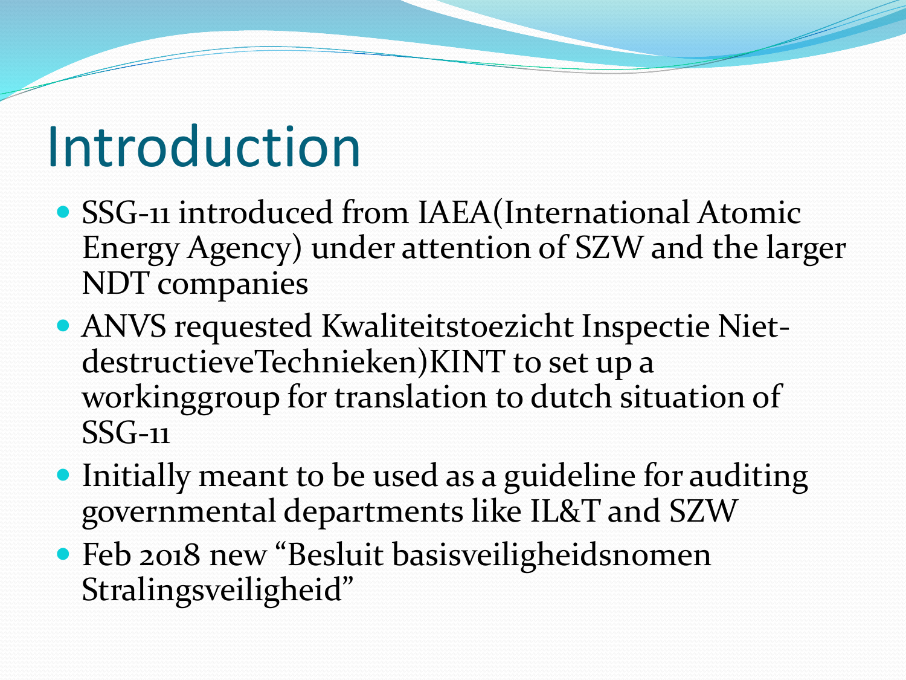# Introduction

- SSG-11 introduced from IAEA(International Atomic Energy Agency) under attention of SZW and the larger NDT companies
- ANVS requested Kwaliteitstoezicht Inspectie Niet-destructieveTechnieken)KINT to set up a workinggroup for translation to dutch situation of SSG-11
- Initially meant to be used as a guideline for auditing governmental departments like IL&T and SZW
- Feb 2018 new “Besluit basisveiligheidsnomen Stralingsveiligheid”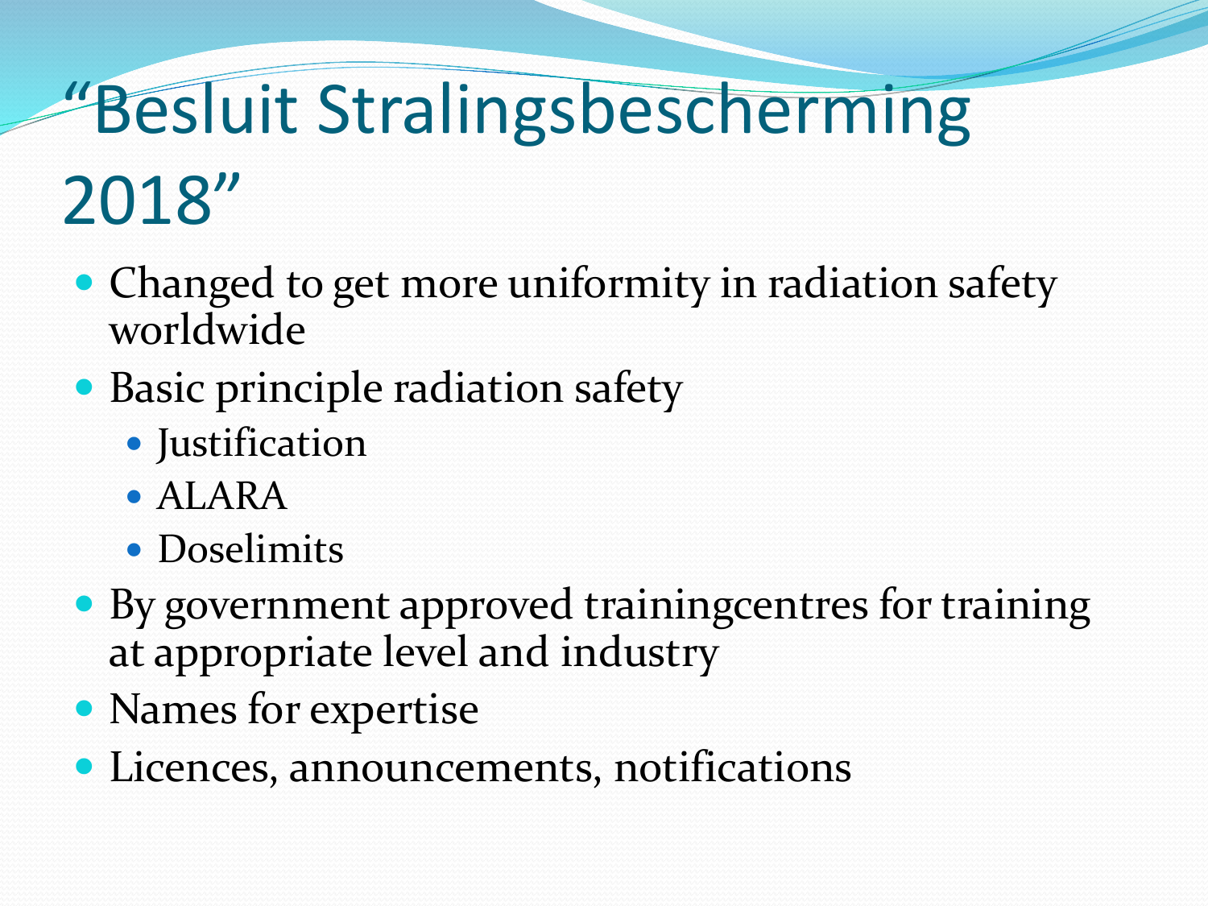# “Besluit Stralingsbescherming 2018”

- Changed to get more uniformity in radiation safety worldwide
- Basic principle radiation safety
  - Justification
  - ALARA
  - Doselimits
- By government approved trainingcentres for training at appropriate level and industry
- Names for expertise
- Licences, announcements, notifications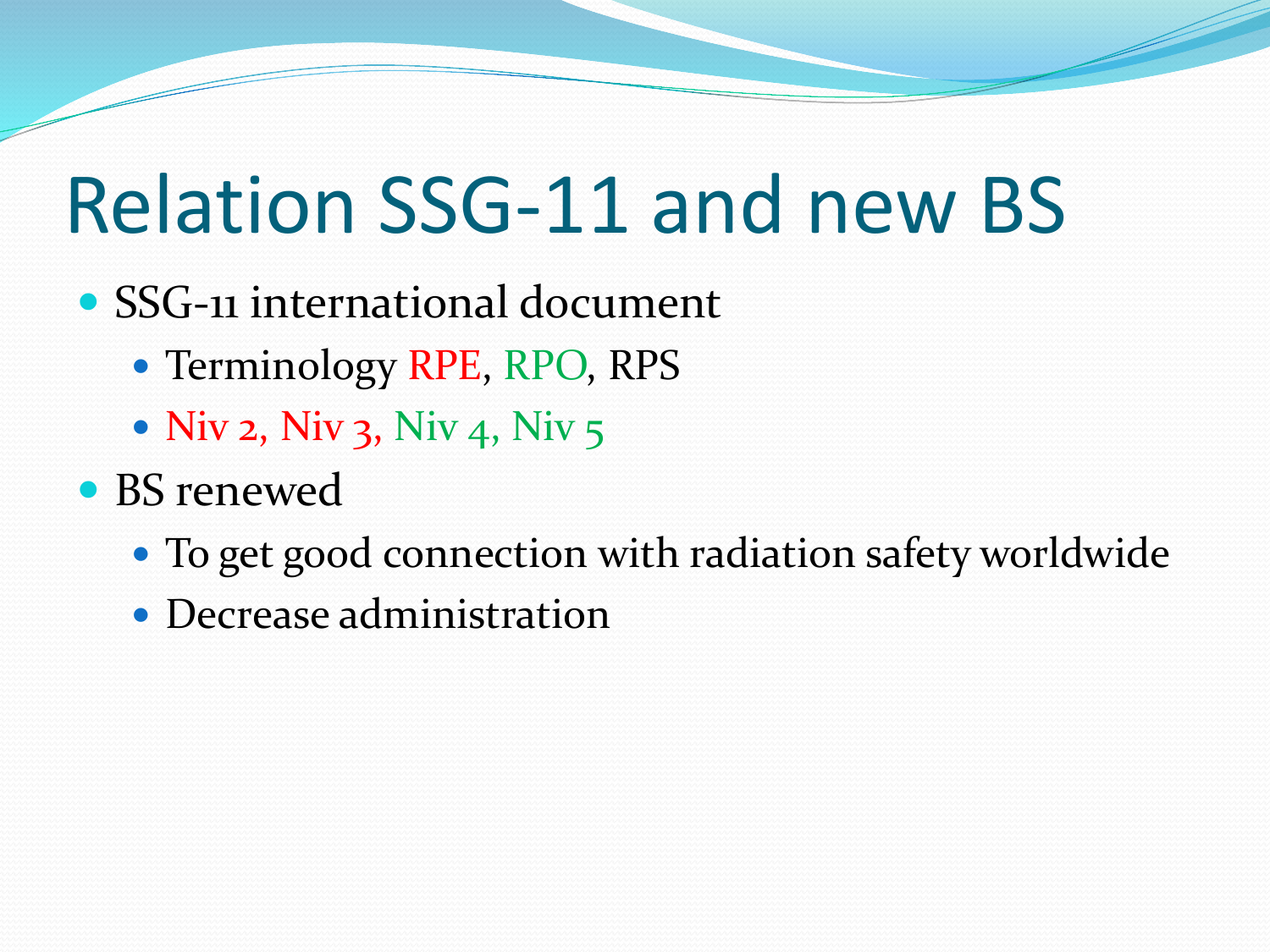# Relation SSG-11 and new BS

- SSG-11 international document
  - Terminology RPE, RPO, RPS
  - Niv 2, Niv 3, Niv 4, Niv 5
- BS renewed
  - To get good connection with radiation safety worldwide
  - Decrease administration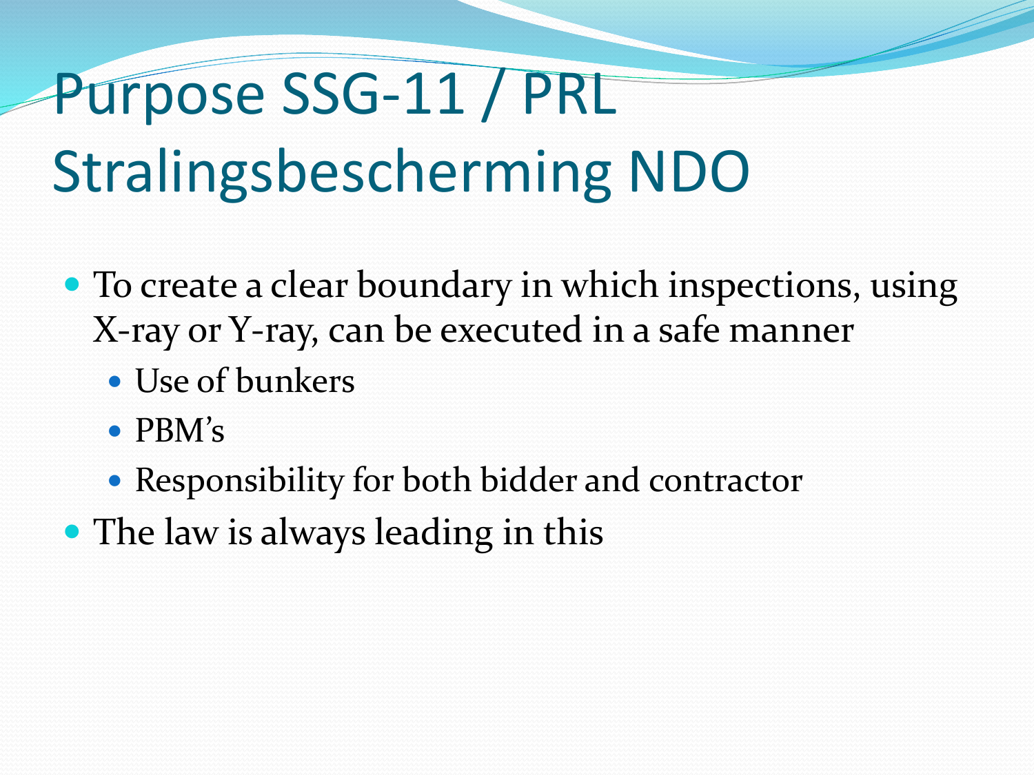# Purpose SSG-11 / PRL Stralingsbescherming NDO

- To create a clear boundary in which inspections, using X-ray or Y-ray, can be executed in a safe manner
  - Use of bunkers
  - PBM's
  - Responsibility for both bidder and contractor
- The law is always leading in this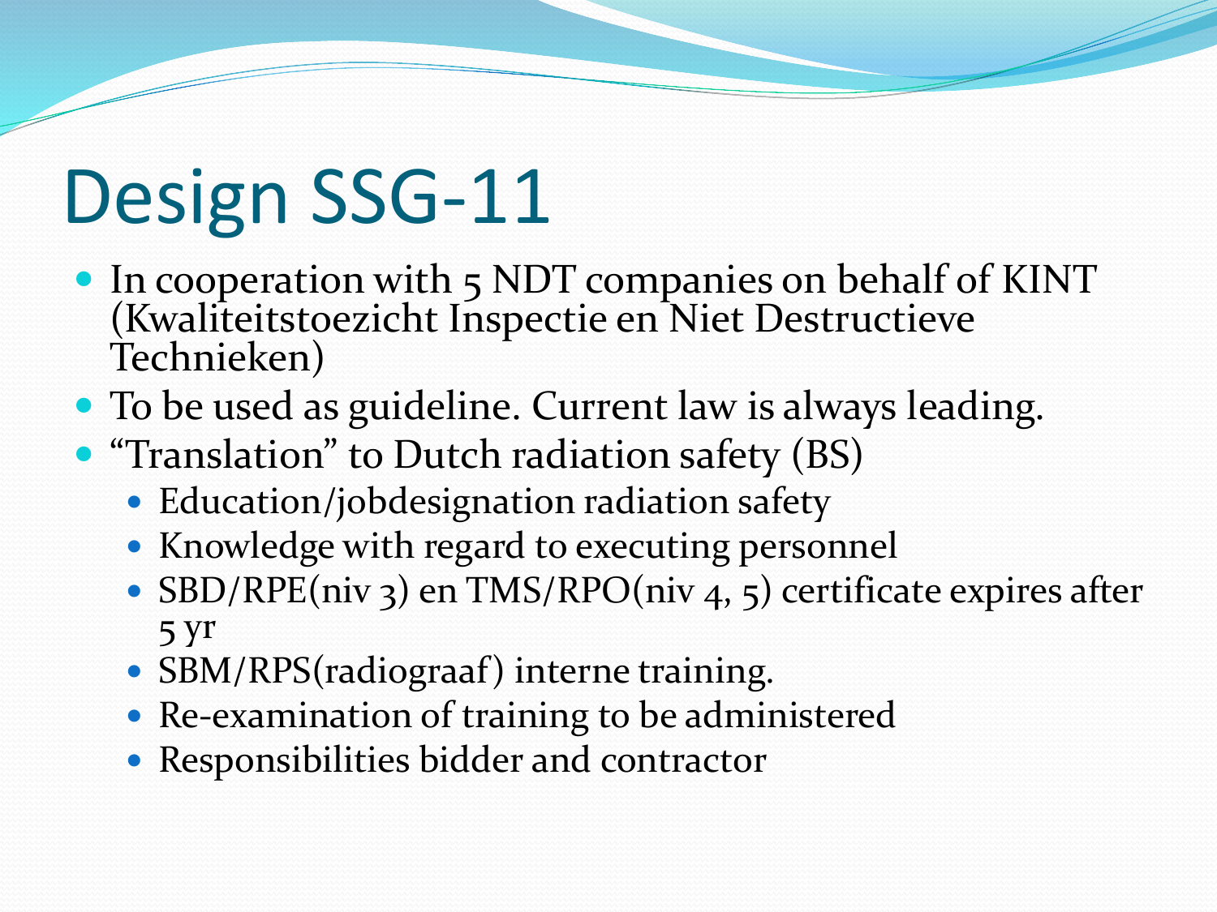# Design SSG-11

- In cooperation with 5 NDT companies on behalf of KINT (Kwaliteitstoezicht Inspectie en Niet Destructieve Technieken)
- To be used as guideline. Current law is always leading.
- "Translation" to Dutch radiation safety (BS)
  - Education/jobdesignation radiation safety
  - Knowledge with regard to executing personnel
  - SBD/RPE(niv 3) en TMS/RPO(niv 4, 5) certificate expires after 5 yr
  - SBM/RPS(radiograaf) interne training.
  - Re-examination of training to be administered
  - Responsibilities bidder and contractor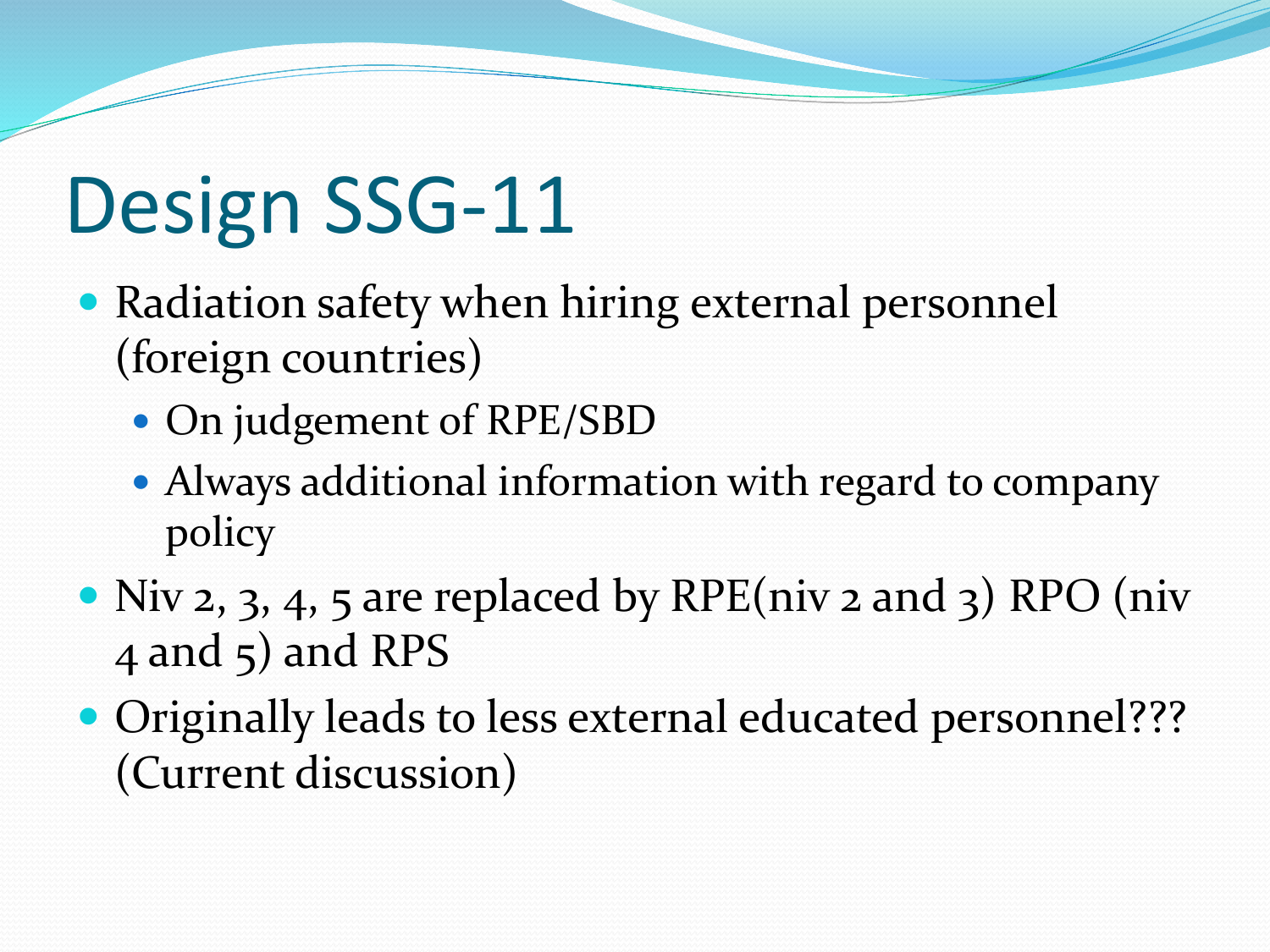# Design SSG-11

- Radiation safety when hiring external personnel (foreign countries)
  - On judgement of RPE/SBD
  - Always additional information with regard to company policy
- Niv 2, 3, 4, 5 are replaced by RPE(niv 2 and 3) RPO (niv 4 and 5) and RPS
- Originally leads to less external educated personnel??? (Current discussion)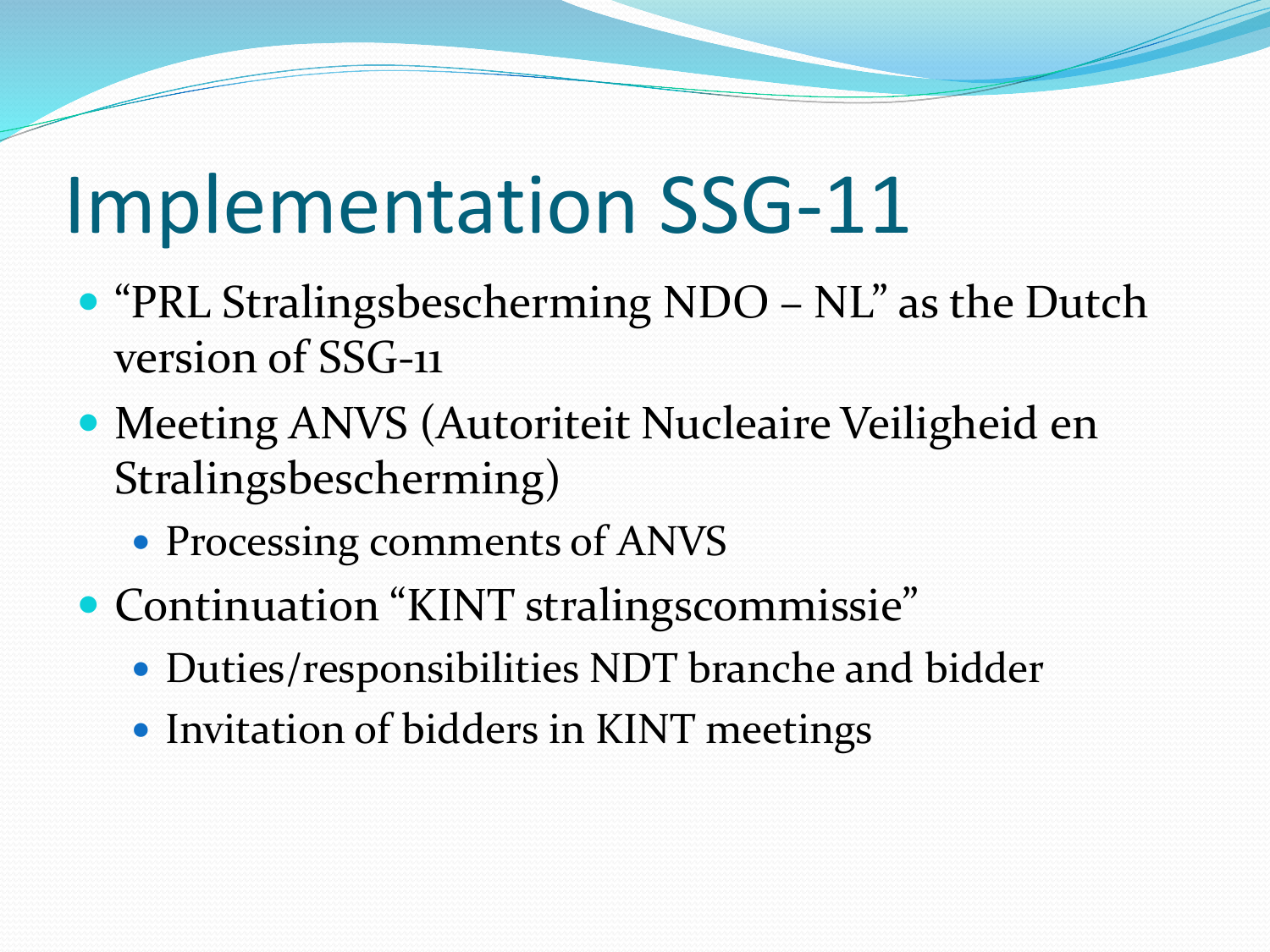# Implementation SSG-11

- “PRL Stralingsbescherming NDO – NL” as the Dutch version of SSG-11
- Meeting ANVS (Autoriteit Nucleaire Veiligheid en Stralingsbescherming)
  - Processing comments of ANVS
- Continuation “KINT stralingscommissie”
  - Duties/responsibilities NDT branche and bidder
  - Invitation of bidders in KINT meetings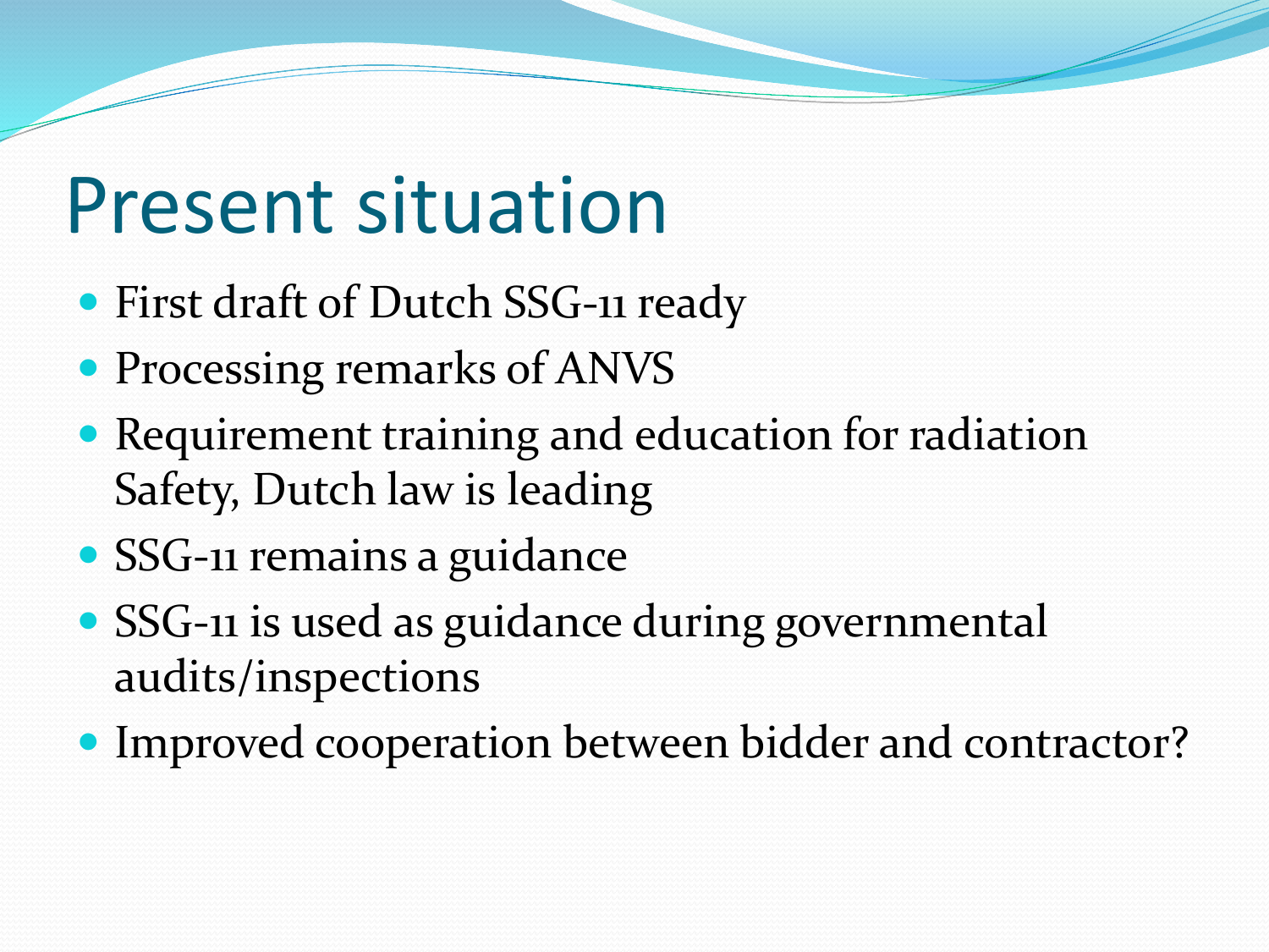# Present situation

- First draft of Dutch SSG-11 ready
- Processing remarks of ANVS
- Requirement training and education for radiation Safety, Dutch law is leading
- SSG-11 remains a guidance
- SSG-11 is used as guidance during governmental audits/inspections
- Improved cooperation between bidder and contractor?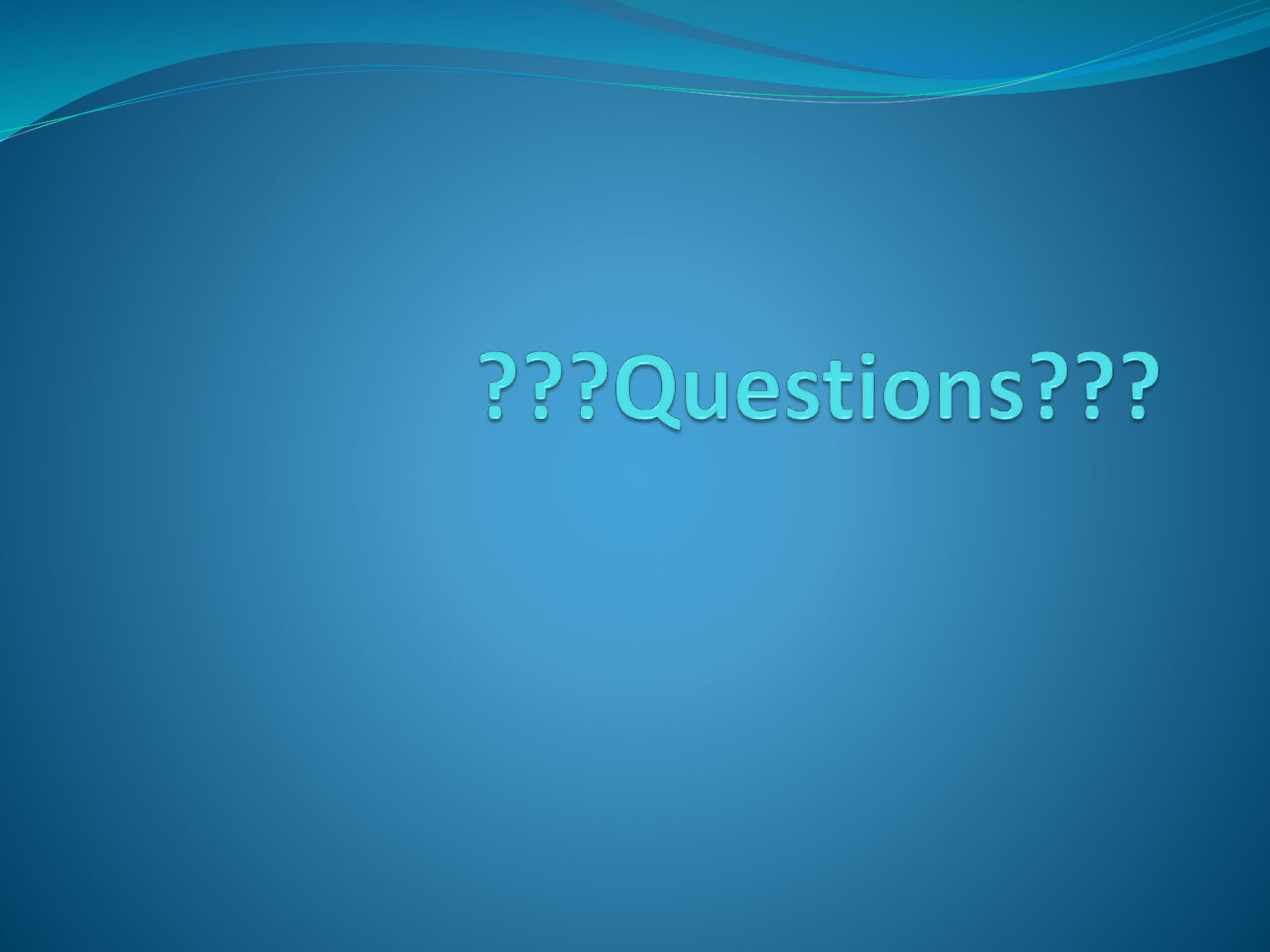# ???Questions???